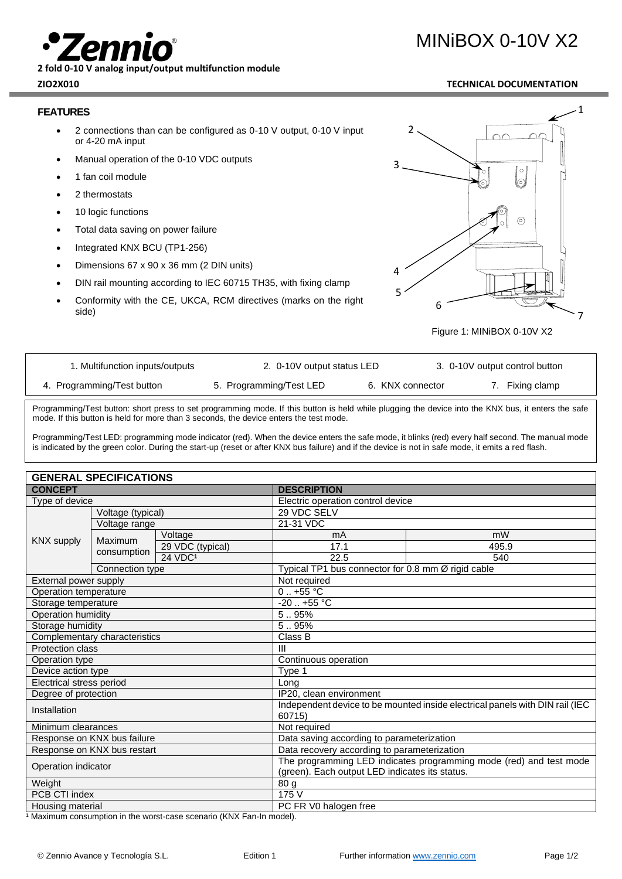# MINiBOX 0-10V X2

**2 fold 0-10 V analog input/output multifunction module**

**ZIO2X010** **TECHNICAL DOCUMENTATION**

## FEATURES

- 2 connections than can be configured as 0-10 V output, 0-10 V input or 4-20 mA input
- Manual operation of the 0-10 VDC outputs
- 1 fan coil module
- 2 thermostats
- 10 logic functions
- Total data saving on power failure
- Integrated KNX BCU (TP1-256)
- Dimensions 67 x 90 x 36 mm (2 DIN units)
- DIN rail mounting according to IEC 60715 TH35, with fixing clamp
- Conformity with the CE, UKCA, RCM directives (marks on the right side)

Figure 1: MINiBOX 0-10V X2

| | | | |
|---|---|---|---|
| 1. Multifunction inputs/outputs | 2. 0-10V output status LED | 3. 0-10V output control button | |
| 4. Programming/Test button | 5. Programming/Test LED | 6. KNX connector | 7. Fixing clamp |

Programming/Test button: short press to set programming mode. If this button is held while plugging the device into the KNX bus, it enters the safe mode. If this button is held for more than 3 seconds, the device enters the test mode.

Programming/Test LED: programming mode indicator (red). When the device enters the safe mode, it blinks (red) every half second. The manual mode is indicated by the green color. During the start-up (reset or after KNX bus failure) and if the device is not in safe mode, it emits a red flash.

## GENERAL SPECIFICATIONS

| CONCEPT | | | DESCRIPTION | |
|---|---|---|---|---|
| Type of device | | | Electric operation control device | |
| KNX supply | Voltage (typical) | | 29 VDC SELV | |
| | Voltage range | | 21-31 VDC | |
| | Maximum consumption | Voltage | mA | mW |
| | | 29 VDC (typical) | 17.1 | 495.9 |
| | | 24 VDC[1] | 22.5 | 540 |
| | Connection type | | Typical TP1 bus connector for 0.8 mm Ø rigid cable | |
| External power supply | | | Not required | |
| Operation temperature | | | 0 .. +55 °C | |
| Storage temperature | | | -20 .. +55 °C | |
| Operation humidity | | | 5 .. 95% | |
| Storage humidity | | | 5 .. 95% | |
| Complementary characteristics | | | Class B | |
| Protection class | | | III | |
| Operation type | | | Continuous operation | |
| Device action type | | | Type 1 | |
| Electrical stress period | | | Long | |
| Degree of protection | | | IP20, clean environment | |
| Installation | | | Independent device to be mounted inside electrical panels with DIN rail (IEC 60715) | |
| Minimum clearances | | | Not required | |
| Response on KNX bus failure | | | Data saving according to parameterization | |
| Response on KNX bus restart | | | Data recovery according to parameterization | |
| Operation indicator | | | The programming LED indicates programming mode (red) and test mode (green). Each output LED indicates its status. | |
| Weight | | | 80 g | |
| PCB CTI index | | | 175 V | |
| Housing material | | | PC FR V0 halogen free | |

[1] Maximum consumption in the worst-case scenario (KNX Fan-In model).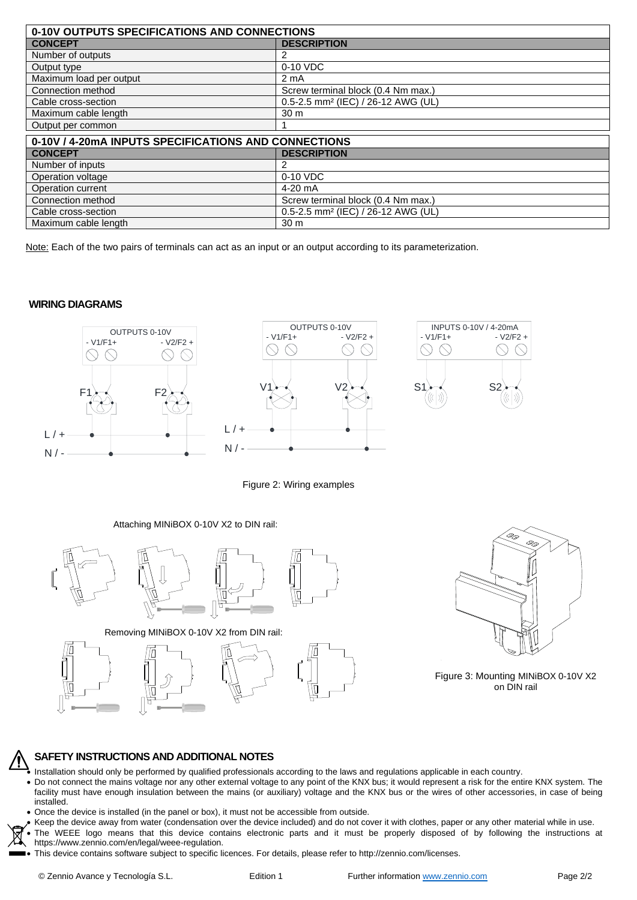| 0-10V OUTPUTS SPECIFICATIONS AND CONNECTIONS | |
|---|---|
| **CONCEPT** | **DESCRIPTION** |
| Number of outputs | 2 |
| Output type | 0-10 VDC |
| Maximum load per output | 2 mA |
| Connection method | Screw terminal block (0.4 Nm max.) |
| Cable cross-section | 0.5-2.5 mm² (IEC) / 26-12 AWG (UL) |
| Maximum cable length | 30 m |
| Output per common | 1 |

| 0-10V / 4-20mA INPUTS SPECIFICATIONS AND CONNECTIONS | |
|---|---|
| **CONCEPT** | **DESCRIPTION** |
| Number of inputs | 2 |
| Operation voltage | 0-10 VDC |
| Operation current | 4-20 mA |
| Connection method | Screw terminal block (0.4 Nm max.) |
| Cable cross-section | 0.5-2.5 mm² (IEC) / 26-12 AWG (UL) |
| Maximum cable length | 30 m |

Note: Each of the two pairs of terminals can act as an input or an output according to its parameterization.

## WIRING DIAGRAMS

OUTPUTS 0-10V
- V1/F1+ - V2/F2 +
F1 F2
L / +
N / -

OUTPUTS 0-10V
- V1/F1+ - V2/F2 +
V1 V2
L / +
N / -

INPUTS 0-10V / 4-20mA
- V1/F1+ - V2/F2 +
S1 S2

Figure 2: Wiring examples

Attaching MINiBOX 0-10V X2 to DIN rail:

Removing MINiBOX 0-10V X2 from DIN rail:

Figure 3: Mounting MINiBOX 0-10V X2 on DIN rail

## SAFETY INSTRUCTIONS AND ADDITIONAL NOTES

- Installation should only be performed by qualified professionals according to the laws and regulations applicable in each country.
- Do not connect the mains voltage nor any other external voltage to any point of the KNX bus; it would represent a risk for the entire KNX system. The facility must have enough insulation between the mains (or auxiliary) voltage and the KNX bus or the wires of other accessories, in case of being installed.
- Once the device is installed (in the panel or box), it must not be accessible from outside.
- Keep the device away from water (condensation over the device included) and do not cover it with clothes, paper or any other material while in use.
- The WEEE logo means that this device contains electronic parts and it must be properly disposed of by following the instructions at https://www.zennio.com/en/legal/weee-regulation.
- This device contains software subject to specific licences. For details, please refer to http://zennio.com/licenses.

© Zennio Avance y Tecnología S.L. Edition 1 Further information www.zennio.com